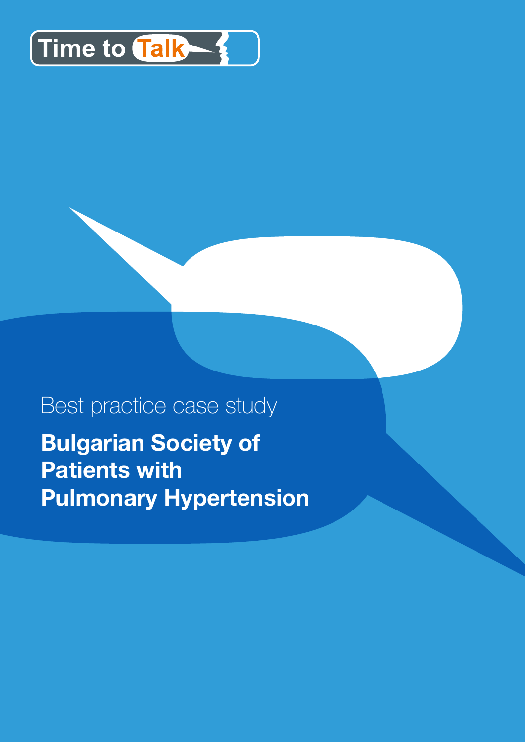Time to Talk

Best practice case study

# Bulgarian Society of Patients with Pulmonary Hypertension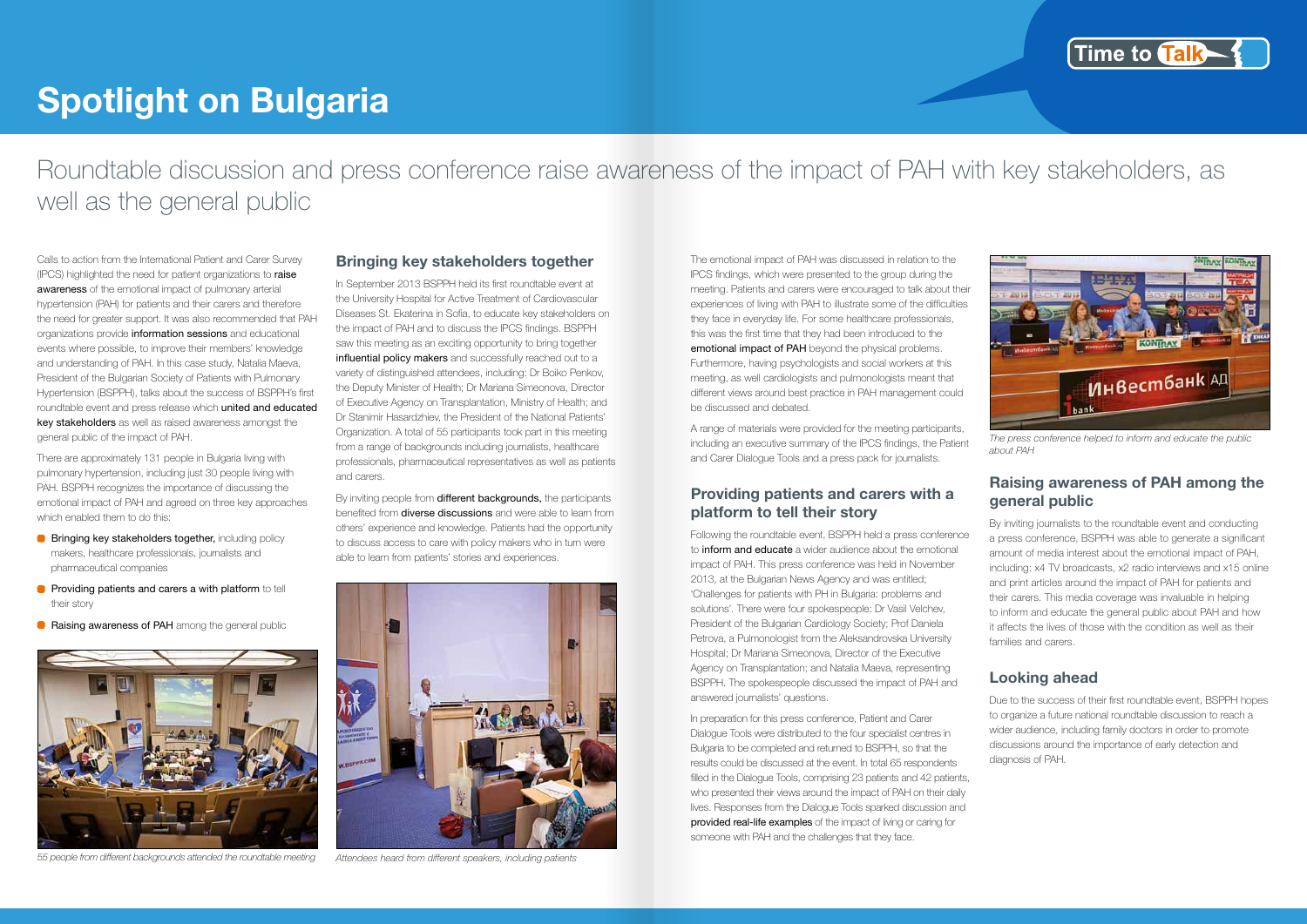# Spotlight on Bulgaria

Time to Talk

## Roundtable discussion and press conference raise awareness of the impact of PAH with key stakeholders, as well as the general public

Calls to action from the International Patient and Carer Survey (IPCS) highlighted the need for patient organizations to **raise awareness** of the emotional impact of pulmonary arterial hypertension (PAH) for patients and their carers and therefore the need for greater support. It was also recommended that PAH organizations provide **information sessions** and educational events where possible, to improve their members' knowledge and understanding of PAH. In this case study, Natalia Maeva, President of the Bulgarian Society of Patients with Pulmonary Hypertension (BSPPH), talks about the success of BSPPH's first roundtable event and press release which **united and educated key stakeholders** as well as raised awareness amongst the general public of the impact of PAH.

There are approximately 131 people in Bulgaria living with pulmonary hypertension, including just 30 people living with PAH. BSPPH recognizes the importance of discussing the emotional impact of PAH and agreed on three key approaches which enabled them to do this:

- **Bringing key stakeholders together,** including policy makers, healthcare professionals, journalists and pharmaceutical companies
- **Providing patients and carers a with platform** to tell their story
- **Raising awareness of PAH** among the general public

*55 people from different backgrounds attended the roundtable meeting*

### Bringing key stakeholders together

In September 2013 BSPPH held its first roundtable event at the University Hospital for Active Treatment of Cardiovascular Diseases St. Ekaterina in Sofia, to educate key stakeholders on the impact of PAH and to discuss the IPCS findings. BSPPH saw this meeting as an exciting opportunity to bring together **influential policy makers** and successfully reached out to a variety of distinguished attendees, including: Dr Boiko Penkov, the Deputy Minister of Health; Dr Mariana Simeonova, Director of Executive Agency on Transplantation, Ministry of Health; and Dr Stanimir Hasardzhiev, the President of the National Patients' Organization. A total of 55 participants took part in this meeting from a range of backgrounds including journalists, healthcare professionals, pharmaceutical representatives as well as patients and carers.

By inviting people from **different backgrounds,** the participants benefited from **diverse discussions** and were able to learn from others' experience and knowledge. Patients had the opportunity to discuss access to care with policy makers who in turn were able to learn from patients' stories and experiences.

*Attendees heard from different speakers, including patients*

The emotional impact of PAH was discussed in relation to the IPCS findings, which were presented to the group during the meeting. Patients and carers were encouraged to talk about their experiences of living with PAH to illustrate some of the difficulties they face in everyday life. For some healthcare professionals, this was the first time that they had been introduced to the **emotional impact of PAH** beyond the physical problems. Furthermore, having psychologists and social workers at this meeting, as well cardiologists and pulmonologists meant that different views around best practice in PAH management could be discussed and debated.

A range of materials were provided for the meeting participants, including an executive summary of the IPCS findings, the Patient and Carer Dialogue Tools and a press pack for journalists.

### Providing patients and carers with a platform to tell their story

Following the roundtable event, BSPPH held a press conference to **inform and educate** a wider audience about the emotional impact of PAH. This press conference was held in November 2013, at the Bulgarian News Agency and was entitled; 'Challenges for patients with PH in Bulgaria: problems and solutions'. There were four spokespeople: Dr Vasil Velchev, President of the Bulgarian Cardiology Society; Prof Daniela Petrova, a Pulmonologist from the Aleksandrovska University Hospital; Dr Mariana Simeonova, Director of the Executive Agency on Transplantation; and Natalia Maeva, representing BSPPH. The spokespeople discussed the impact of PAH and answered journalists' questions.

In preparation for this press conference, Patient and Carer Dialogue Tools were distributed to the four specialist centres in Bulgaria to be completed and returned to BSPPH, so that the results could be discussed at the event. In total 65 respondents filled in the Dialogue Tools, comprising 23 patients and 42 patients, who presented their views around the impact of PAH on their daily lives. Responses from the Dialogue Tools sparked discussion and **provided real-life examples** of the impact of living or caring for someone with PAH and the challenges that they face.

*The press conference helped to inform and educate the public about PAH*

### Raising awareness of PAH among the general public

By inviting journalists to the roundtable event and conducting a press conference, BSPPH was able to generate a significant amount of media interest about the emotional impact of PAH, including: x4 TV broadcasts, x2 radio interviews and x15 online and print articles around the impact of PAH for patients and their carers. This media coverage was invaluable in helping to inform and educate the general public about PAH and how it affects the lives of those with the condition as well as their families and carers.

### Looking ahead

Due to the success of their first roundtable event, BSPPH hopes to organize a future national roundtable discussion to reach a wider audience, including family doctors in order to promote discussions around the importance of early detection and diagnosis of PAH.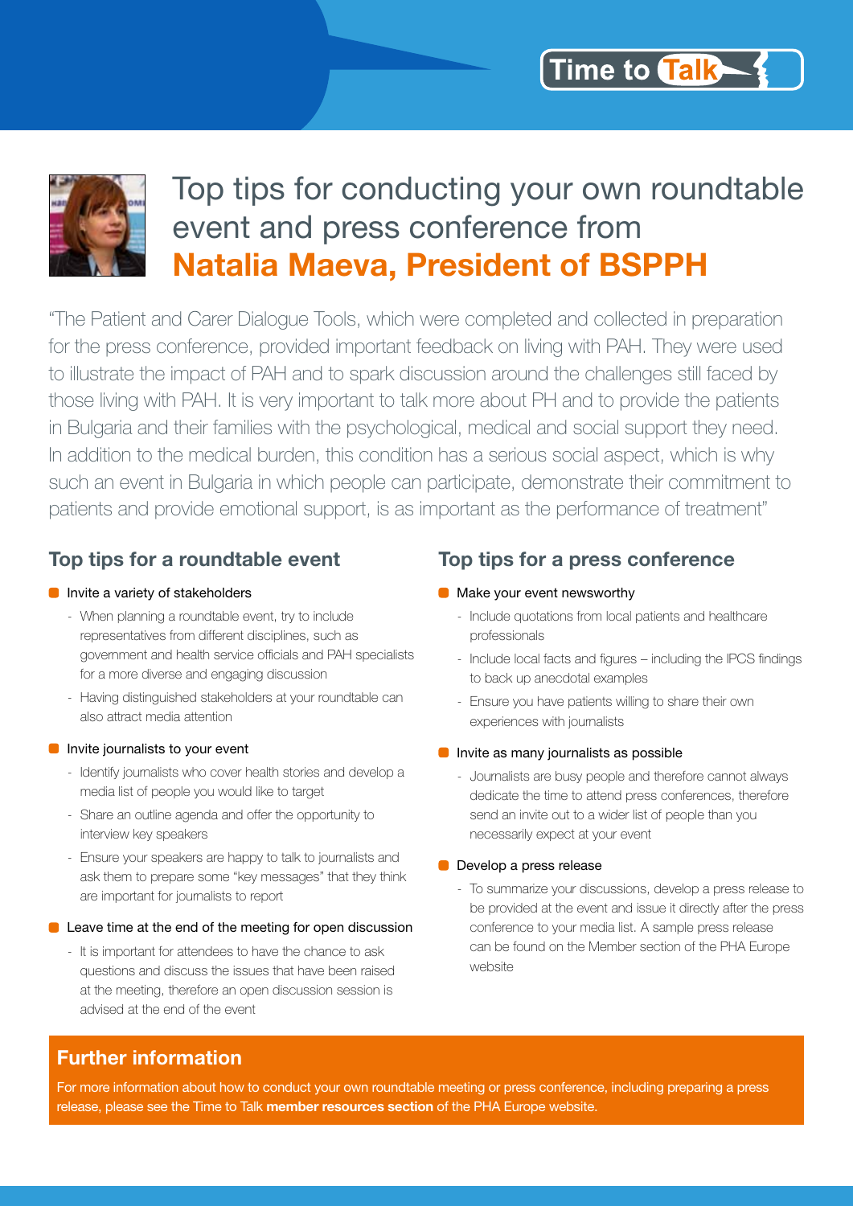# Top tips for conducting your own roundtable event and press conference from **Natalia Maeva, President of BSPPH**

"The Patient and Carer Dialogue Tools, which were completed and collected in preparation for the press conference, provided important feedback on living with PAH. They were used to illustrate the impact of PAH and to spark discussion around the challenges still faced by those living with PAH. It is very important to talk more about PH and to provide the patients in Bulgaria and their families with the psychological, medical and social support they need. In addition to the medical burden, this condition has a serious social aspect, which is why such an event in Bulgaria in which people can participate, demonstrate their commitment to patients and provide emotional support, is as important as the performance of treatment"

## Top tips for a roundtable event

- Invite a variety of stakeholders
  - When planning a roundtable event, try to include representatives from different disciplines, such as government and health service officials and PAH specialists for a more diverse and engaging discussion
  - Having distinguished stakeholders at your roundtable can also attract media attention
- Invite journalists to your event
  - Identify journalists who cover health stories and develop a media list of people you would like to target
  - Share an outline agenda and offer the opportunity to interview key speakers
  - Ensure your speakers are happy to talk to journalists and ask them to prepare some "key messages" that they think are important for journalists to report
- Leave time at the end of the meeting for open discussion
  - It is important for attendees to have the chance to ask questions and discuss the issues that have been raised at the meeting, therefore an open discussion session is advised at the end of the event

## Top tips for a press conference

- Make your event newsworthy
  - Include quotations from local patients and healthcare professionals
  - Include local facts and figures – including the IPCS findings to back up anecdotal examples
  - Ensure you have patients willing to share their own experiences with journalists
- Invite as many journalists as possible
  - Journalists are busy people and therefore cannot always dedicate the time to attend press conferences, therefore send an invite out to a wider list of people than you necessarily expect at your event
- Develop a press release
  - To summarize your discussions, develop a press release to be provided at the event and issue it directly after the press conference to your media list. A sample press release can be found on the Member section of the PHA Europe website

## Further information

For more information about how to conduct your own roundtable meeting or press conference, including preparing a press release, please see the Time to Talk **member resources section** of the PHA Europe website.